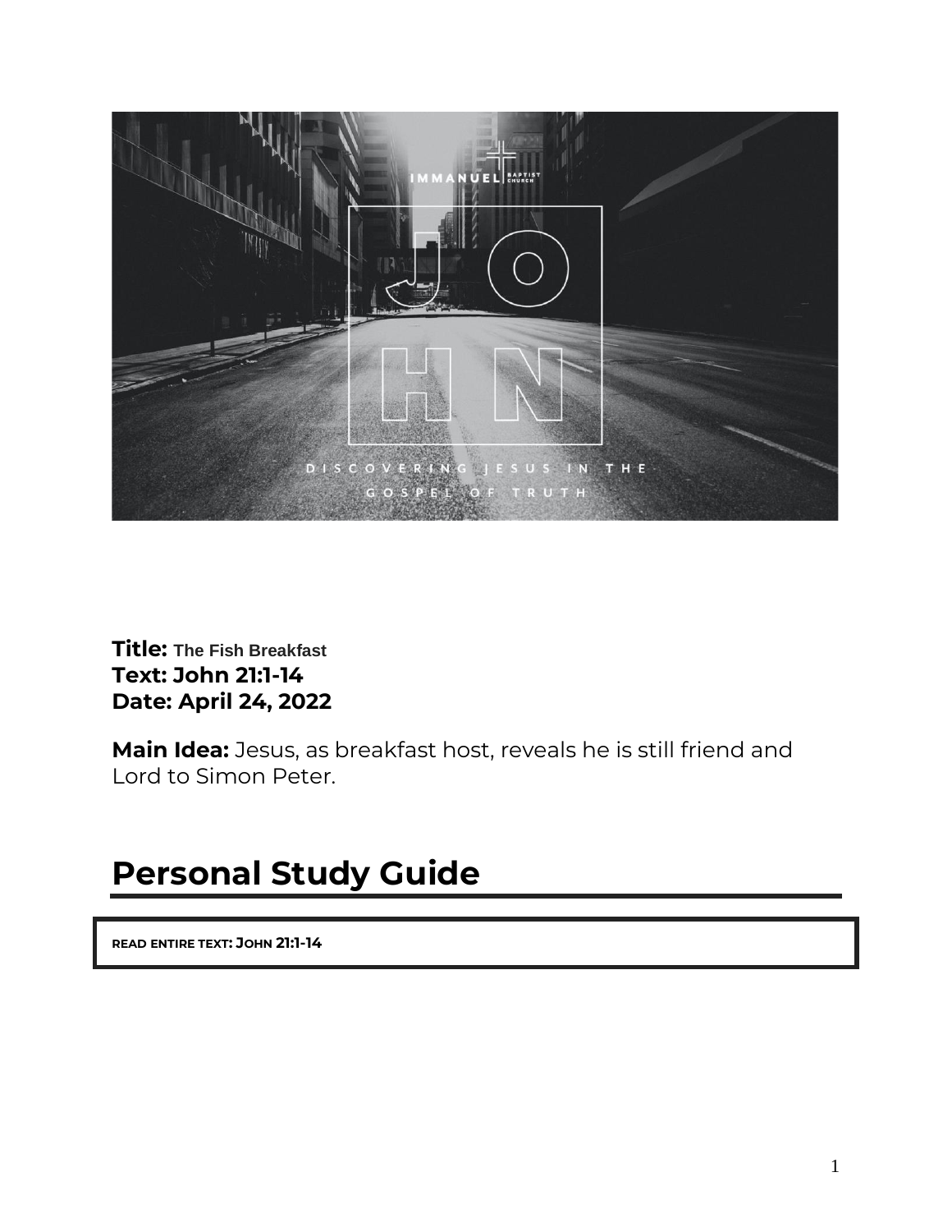**Title:** **The Fish Breakfast**
**Text: John 21:1-14**
**Date: April 24, 2022**

**Main Idea:** Jesus, as breakfast host, reveals he is still friend and Lord to Simon Peter.

## Personal Study Guide

**READ ENTIRE TEXT: JOHN 21:1-14**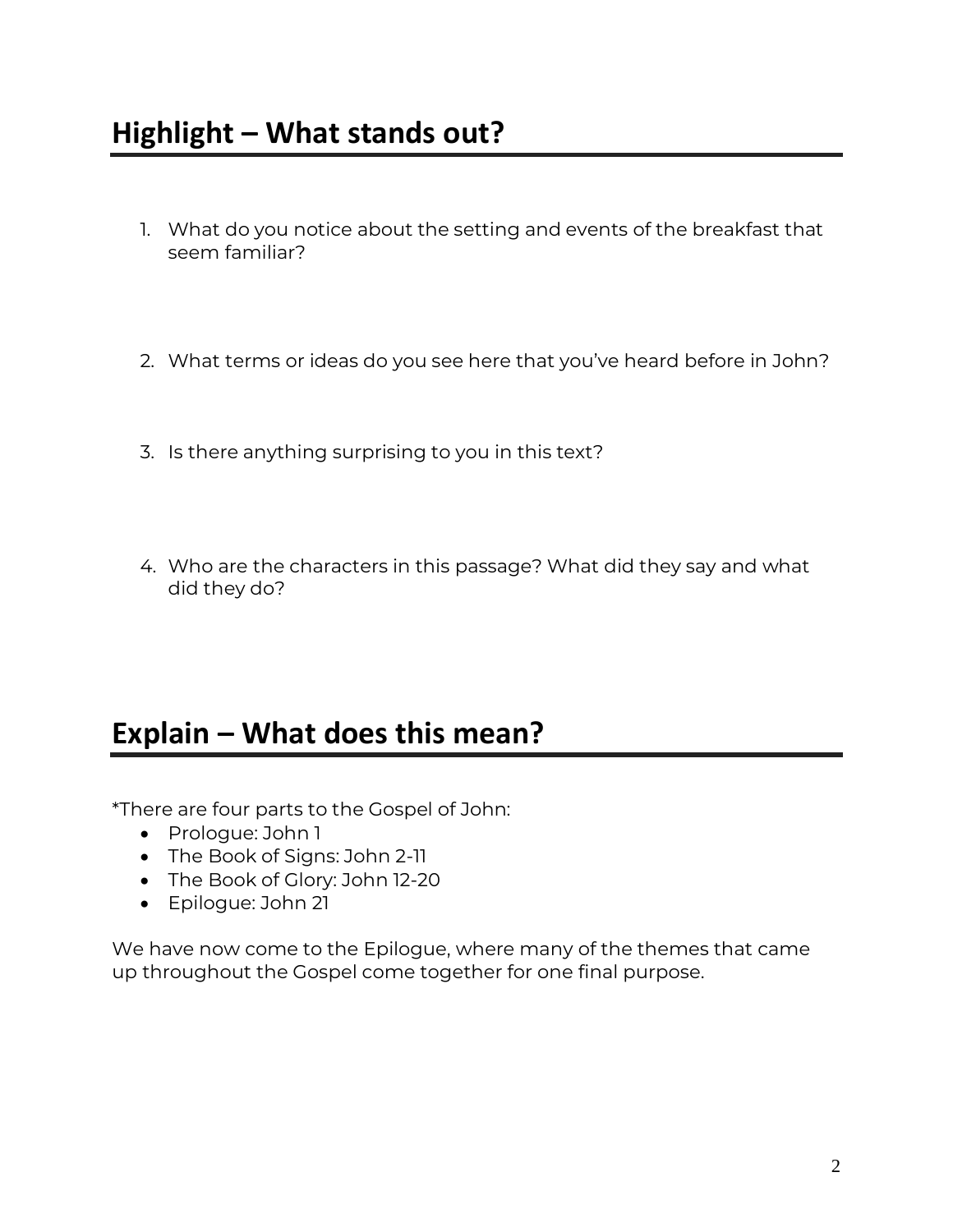## Highlight – What stands out?

1. What do you notice about the setting and events of the breakfast that seem familiar?

2. What terms or ideas do you see here that you've heard before in John?

3. Is there anything surprising to you in this text?

4. Who are the characters in this passage? What did they say and what did they do?

## Explain – What does this mean?

*There are four parts to the Gospel of John:

- Prologue: John 1
- The Book of Signs: John 2-11
- The Book of Glory: John 12-20
- Epilogue: John 21

We have now come to the Epilogue, where many of the themes that came up throughout the Gospel come together for one final purpose.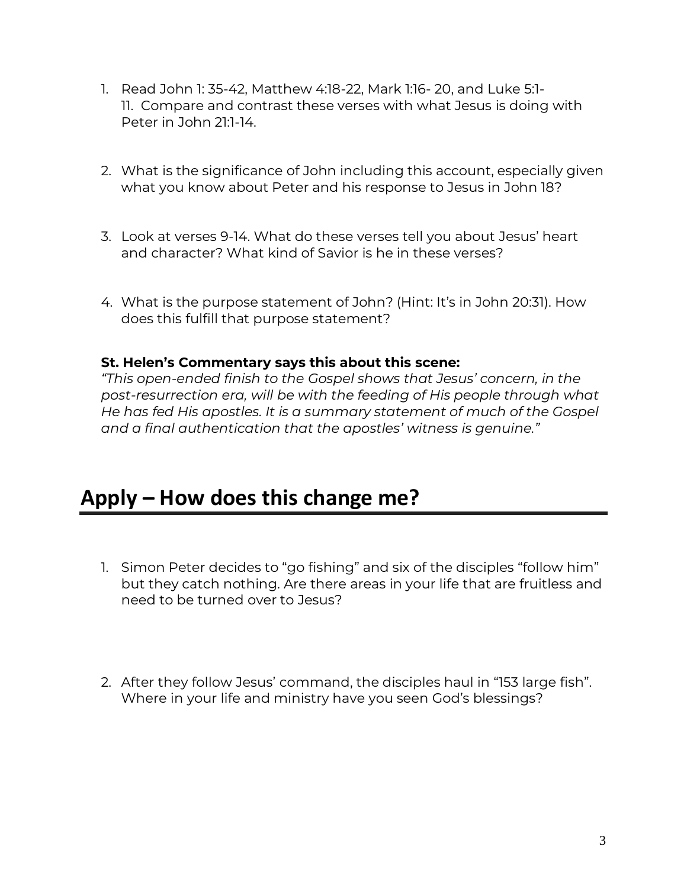1. Read John 1: 35-42, Matthew 4:18-22, Mark 1:16- 20, and Luke 5:1-11. Compare and contrast these verses with what Jesus is doing with Peter in John 21:1-14.

2. What is the significance of John including this account, especially given what you know about Peter and his response to Jesus in John 18?

3. Look at verses 9-14. What do these verses tell you about Jesus' heart and character? What kind of Savior is he in these verses?

4. What is the purpose statement of John? (Hint: It's in John 20:31). How does this fulfill that purpose statement?

**St. Helen's Commentary says this about this scene:**
*"This open-ended finish to the Gospel shows that Jesus' concern, in the post-resurrection era, will be with the feeding of His people through what He has fed His apostles. It is a summary statement of much of the Gospel and a final authentication that the apostles' witness is genuine."*

## Apply – How does this change me?

1. Simon Peter decides to "go fishing" and six of the disciples "follow him" but they catch nothing. Are there areas in your life that are fruitless and need to be turned over to Jesus?

2. After they follow Jesus' command, the disciples haul in "153 large fish". Where in your life and ministry have you seen God's blessings?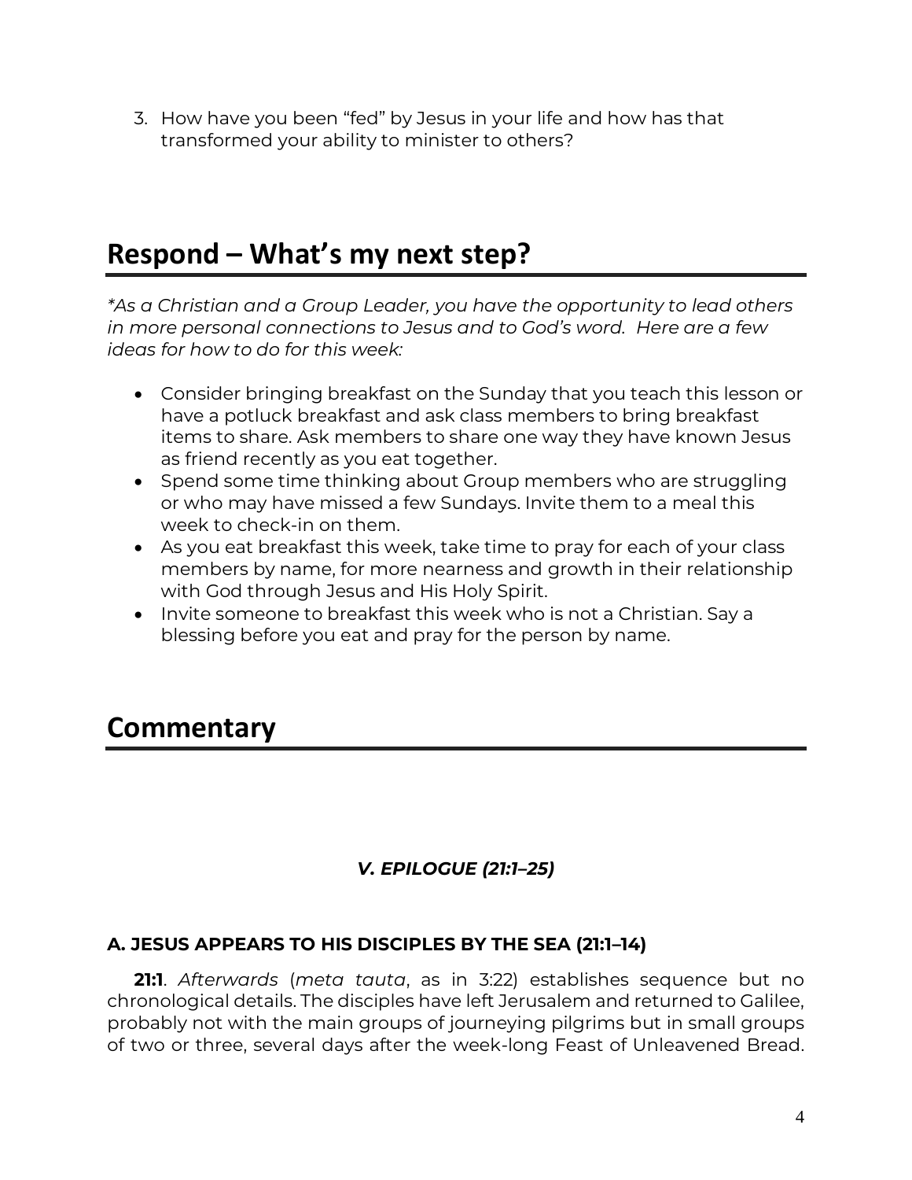3. How have you been "fed" by Jesus in your life and how has that transformed your ability to minister to others?

## Respond – What's my next step?

*\*As a Christian and a Group Leader, you have the opportunity to lead others in more personal connections to Jesus and to God's word. Here are a few ideas for how to do for this week:*

- Consider bringing breakfast on the Sunday that you teach this lesson or have a potluck breakfast and ask class members to bring breakfast items to share. Ask members to share one way they have known Jesus as friend recently as you eat together.
- Spend some time thinking about Group members who are struggling or who may have missed a few Sundays. Invite them to a meal this week to check-in on them.
- As you eat breakfast this week, take time to pray for each of your class members by name, for more nearness and growth in their relationship with God through Jesus and His Holy Spirit.
- Invite someone to breakfast this week who is not a Christian. Say a blessing before you eat and pray for the person by name.

## Commentary

### *V. EPILOGUE (21:1–25)*

#### A. JESUS APPEARS TO HIS DISCIPLES BY THE SEA (21:1–14)

**21:1**. *Afterwards* (*meta tauta*, as in 3:22) establishes sequence but no chronological details. The disciples have left Jerusalem and returned to Galilee, probably not with the main groups of journeying pilgrims but in small groups of two or three, several days after the week-long Feast of Unleavened Bread.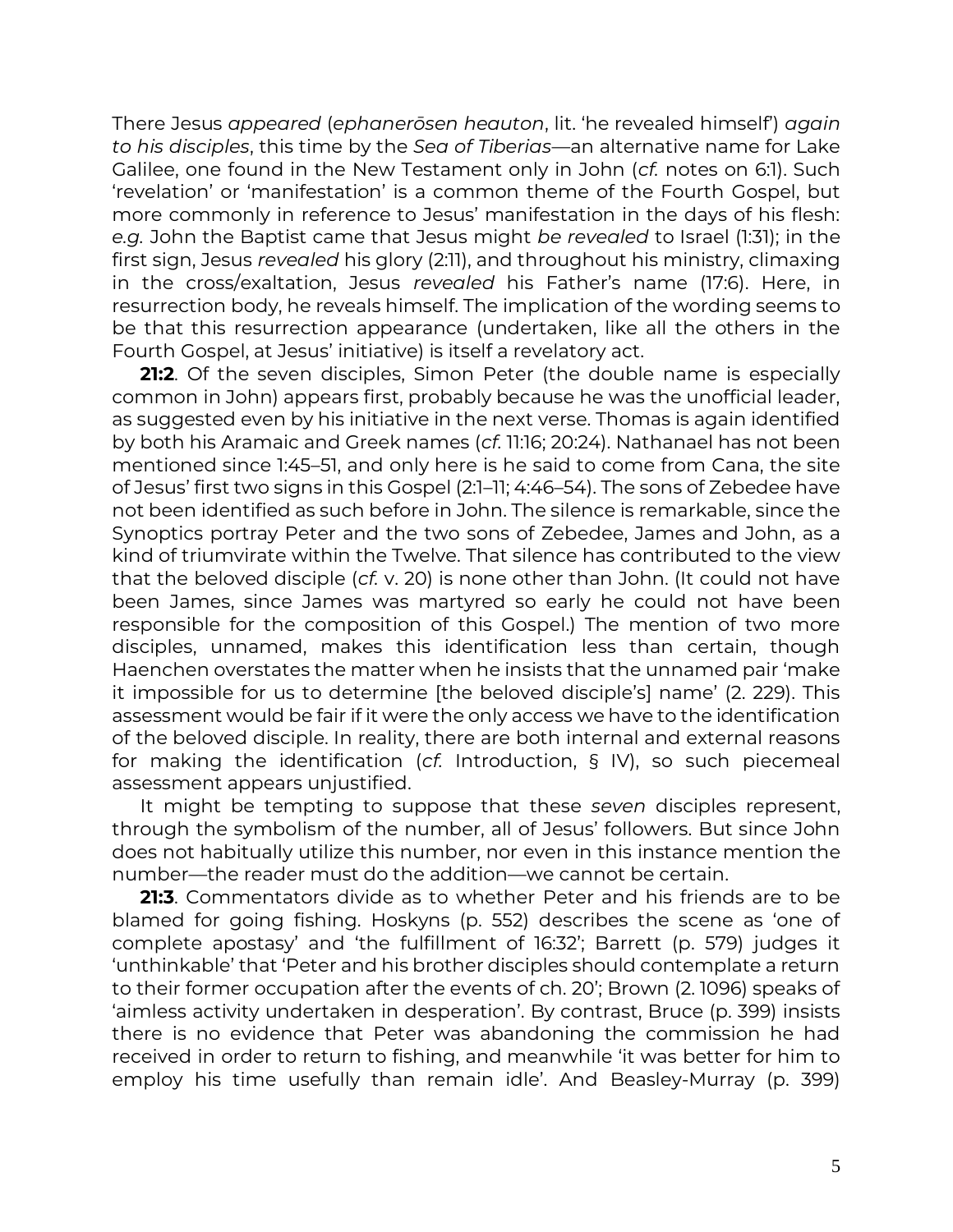There Jesus *appeared* (*ephanerōsen heauton*, lit. 'he revealed himself') *again to his disciples*, this time by the *Sea of Tiberias*—an alternative name for Lake Galilee, one found in the New Testament only in John (*cf.* notes on 6:1). Such 'revelation' or 'manifestation' is a common theme of the Fourth Gospel, but more commonly in reference to Jesus' manifestation in the days of his flesh: *e.g.* John the Baptist came that Jesus might *be revealed* to Israel (1:31); in the first sign, Jesus *revealed* his glory (2:11), and throughout his ministry, climaxing in the cross/exaltation, Jesus *revealed* his Father's name (17:6). Here, in resurrection body, he reveals himself. The implication of the wording seems to be that this resurrection appearance (undertaken, like all the others in the Fourth Gospel, at Jesus' initiative) is itself a revelatory act.

**21:2**. Of the seven disciples, Simon Peter (the double name is especially common in John) appears first, probably because he was the unofficial leader, as suggested even by his initiative in the next verse. Thomas is again identified by both his Aramaic and Greek names (*cf.* 11:16; 20:24). Nathanael has not been mentioned since 1:45–51, and only here is he said to come from Cana, the site of Jesus' first two signs in this Gospel (2:1–11; 4:46–54). The sons of Zebedee have not been identified as such before in John. The silence is remarkable, since the Synoptics portray Peter and the two sons of Zebedee, James and John, as a kind of triumvirate within the Twelve. That silence has contributed to the view that the beloved disciple (*cf.* v. 20) is none other than John. (It could not have been James, since James was martyred so early he could not have been responsible for the composition of this Gospel.) The mention of two more disciples, unnamed, makes this identification less than certain, though Haenchen overstates the matter when he insists that the unnamed pair 'make it impossible for us to determine [the beloved disciple's] name' (2. 229). This assessment would be fair if it were the only access we have to the identification of the beloved disciple. In reality, there are both internal and external reasons for making the identification (*cf.* Introduction, § IV), so such piecemeal assessment appears unjustified.

It might be tempting to suppose that these *seven* disciples represent, through the symbolism of the number, all of Jesus' followers. But since John does not habitually utilize this number, nor even in this instance mention the number—the reader must do the addition—we cannot be certain.

**21:3**. Commentators divide as to whether Peter and his friends are to be blamed for going fishing. Hoskyns (p. 552) describes the scene as 'one of complete apostasy' and 'the fulfillment of 16:32'; Barrett (p. 579) judges it 'unthinkable' that 'Peter and his brother disciples should contemplate a return to their former occupation after the events of ch. 20'; Brown (2. 1096) speaks of 'aimless activity undertaken in desperation'. By contrast, Bruce (p. 399) insists there is no evidence that Peter was abandoning the commission he had received in order to return to fishing, and meanwhile 'it was better for him to employ his time usefully than remain idle'. And Beasley-Murray (p. 399)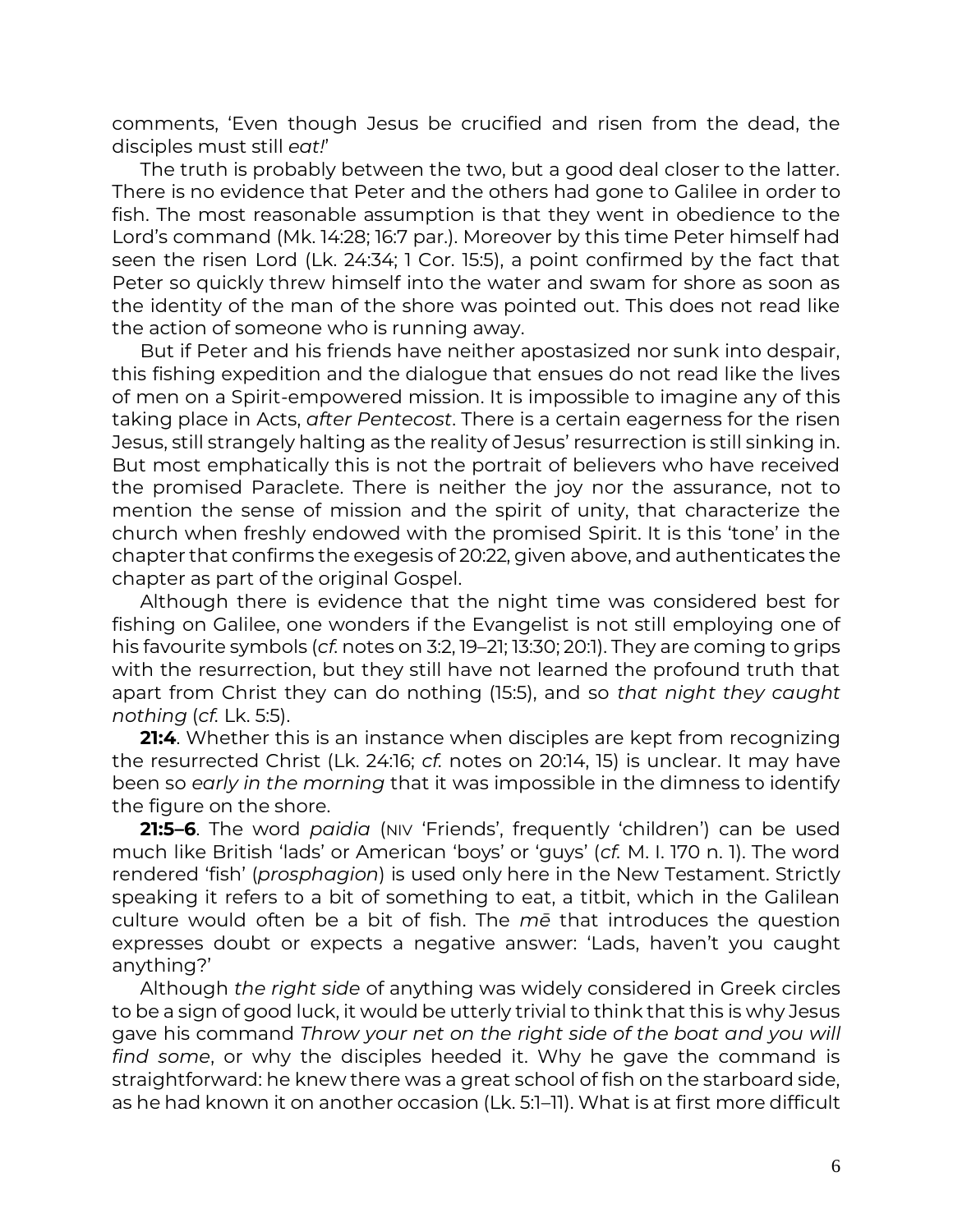comments, 'Even though Jesus be crucified and risen from the dead, the disciples must still *eat!*'

The truth is probably between the two, but a good deal closer to the latter. There is no evidence that Peter and the others had gone to Galilee in order to fish. The most reasonable assumption is that they went in obedience to the Lord's command (Mk. 14:28; 16:7 par.). Moreover by this time Peter himself had seen the risen Lord (Lk. 24:34; 1 Cor. 15:5), a point confirmed by the fact that Peter so quickly threw himself into the water and swam for shore as soon as the identity of the man of the shore was pointed out. This does not read like the action of someone who is running away.

But if Peter and his friends have neither apostasized nor sunk into despair, this fishing expedition and the dialogue that ensues do not read like the lives of men on a Spirit-empowered mission. It is impossible to imagine any of this taking place in Acts, *after Pentecost*. There is a certain eagerness for the risen Jesus, still strangely halting as the reality of Jesus' resurrection is still sinking in. But most emphatically this is not the portrait of believers who have received the promised Paraclete. There is neither the joy nor the assurance, not to mention the sense of mission and the spirit of unity, that characterize the church when freshly endowed with the promised Spirit. It is this 'tone' in the chapter that confirms the exegesis of 20:22, given above, and authenticates the chapter as part of the original Gospel.

Although there is evidence that the night time was considered best for fishing on Galilee, one wonders if the Evangelist is not still employing one of his favourite symbols (*cf.* notes on 3:2, 19–21; 13:30; 20:1). They are coming to grips with the resurrection, but they still have not learned the profound truth that apart from Christ they can do nothing (15:5), and so *that night they caught nothing* (*cf.* Lk. 5:5).

**21:4**. Whether this is an instance when disciples are kept from recognizing the resurrected Christ (Lk. 24:16; *cf.* notes on 20:14, 15) is unclear. It may have been so *early in the morning* that it was impossible in the dimness to identify the figure on the shore.

**21:5–6**. The word *paidia* (NIV 'Friends', frequently 'children') can be used much like British 'lads' or American 'boys' or 'guys' (*cf.* M. I. 170 n. 1). The word rendered 'fish' (*prosphagion*) is used only here in the New Testament. Strictly speaking it refers to a bit of something to eat, a titbit, which in the Galilean culture would often be a bit of fish. The *mē* that introduces the question expresses doubt or expects a negative answer: 'Lads, haven't you caught anything?'

Although *the right side* of anything was widely considered in Greek circles to be a sign of good luck, it would be utterly trivial to think that this is why Jesus gave his command *Throw your net on the right side of the boat and you will find some*, or why the disciples heeded it. Why he gave the command is straightforward: he knew there was a great school of fish on the starboard side, as he had known it on another occasion (Lk. 5:1–11). What is at first more difficult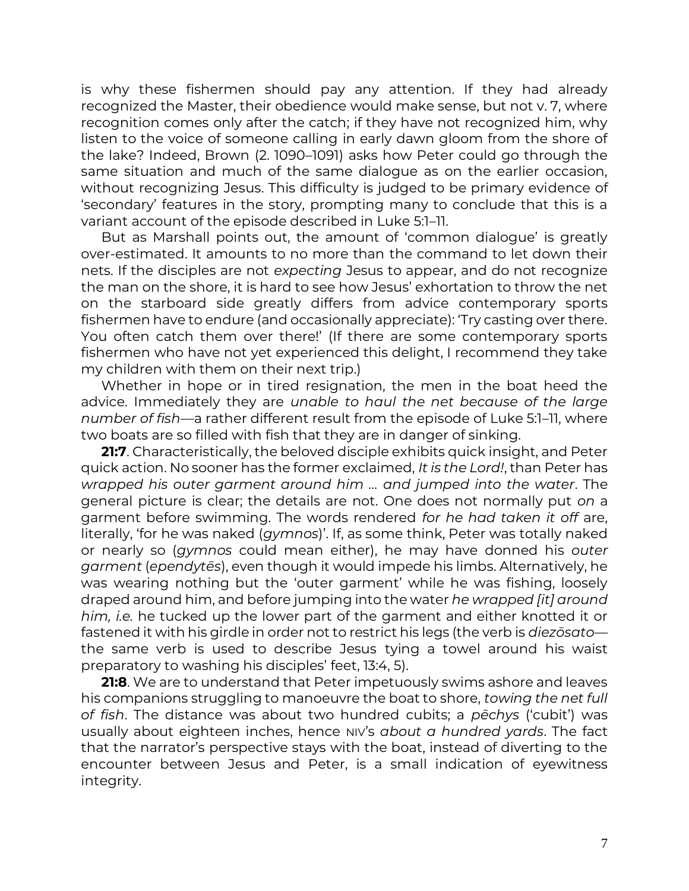is why these fishermen should pay any attention. If they had already recognized the Master, their obedience would make sense, but not v. 7, where recognition comes only after the catch; if they have not recognized him, why listen to the voice of someone calling in early dawn gloom from the shore of the lake? Indeed, Brown (2. 1090–1091) asks how Peter could go through the same situation and much of the same dialogue as on the earlier occasion, without recognizing Jesus. This difficulty is judged to be primary evidence of 'secondary' features in the story, prompting many to conclude that this is a variant account of the episode described in Luke 5:1–11.

But as Marshall points out, the amount of 'common dialogue' is greatly over-estimated. It amounts to no more than the command to let down their nets. If the disciples are not *expecting* Jesus to appear, and do not recognize the man on the shore, it is hard to see how Jesus' exhortation to throw the net on the starboard side greatly differs from advice contemporary sports fishermen have to endure (and occasionally appreciate): 'Try casting over there. You often catch them over there!' (If there are some contemporary sports fishermen who have not yet experienced this delight, I recommend they take my children with them on their next trip.)

Whether in hope or in tired resignation, the men in the boat heed the advice. Immediately they are *unable to haul the net because of the large number of fish*—a rather different result from the episode of Luke 5:1–11, where two boats are so filled with fish that they are in danger of sinking.

**21:7**. Characteristically, the beloved disciple exhibits quick insight, and Peter quick action. No sooner has the former exclaimed, *It is the Lord!*, than Peter has *wrapped his outer garment around him … and jumped into the water*. The general picture is clear; the details are not. One does not normally put *on* a garment before swimming. The words rendered *for he had taken it off* are, literally, 'for he was naked (*gymnos*)'. If, as some think, Peter was totally naked or nearly so (*gymnos* could mean either), he may have donned his *outer garment* (*ependytēs*), even though it would impede his limbs. Alternatively, he was wearing nothing but the 'outer garment' while he was fishing, loosely draped around him, and before jumping into the water *he wrapped [it] around him, i.e.* he tucked up the lower part of the garment and either knotted it or fastened it with his girdle in order not to restrict his legs (the verb is *diezōsato*—the same verb is used to describe Jesus tying a towel around his waist preparatory to washing his disciples' feet, 13:4, 5).

**21:8**. We are to understand that Peter impetuously swims ashore and leaves his companions struggling to manoeuvre the boat to shore, *towing the net full of fish*. The distance was about two hundred cubits; a *pēchys* ('cubit') was usually about eighteen inches, hence NIV's *about a hundred yards*. The fact that the narrator's perspective stays with the boat, instead of diverting to the encounter between Jesus and Peter, is a small indication of eyewitness integrity.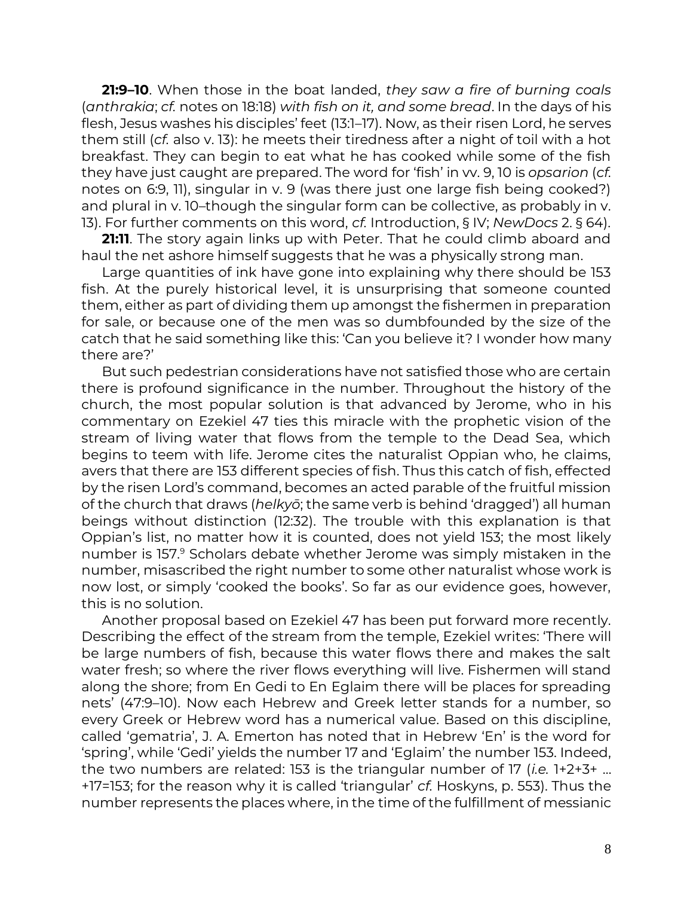**21:9–10**. When those in the boat landed, *they saw a fire of burning coals* (*anthrakia*; *cf.* notes on 18:18) *with fish on it, and some bread*. In the days of his flesh, Jesus washes his disciples' feet (13:1–17). Now, as their risen Lord, he serves them still (*cf.* also v. 13): he meets their tiredness after a night of toil with a hot breakfast. They can begin to eat what he has cooked while some of the fish they have just caught are prepared. The word for 'fish' in vv. 9, 10 is *opsarion* (*cf.* notes on 6:9, 11), singular in v. 9 (was there just one large fish being cooked?) and plural in v. 10–though the singular form can be collective, as probably in v. 13). For further comments on this word, *cf.* Introduction, § IV; *NewDocs* 2. § 64).

**21:11**. The story again links up with Peter. That he could climb aboard and haul the net ashore himself suggests that he was a physically strong man.

Large quantities of ink have gone into explaining why there should be 153 fish. At the purely historical level, it is unsurprising that someone counted them, either as part of dividing them up amongst the fishermen in preparation for sale, or because one of the men was so dumbfounded by the size of the catch that he said something like this: 'Can you believe it? I wonder how many there are?'

But such pedestrian considerations have not satisfied those who are certain there is profound significance in the number. Throughout the history of the church, the most popular solution is that advanced by Jerome, who in his commentary on Ezekiel 47 ties this miracle with the prophetic vision of the stream of living water that flows from the temple to the Dead Sea, which begins to teem with life. Jerome cites the naturalist Oppian who, he claims, avers that there are 153 different species of fish. Thus this catch of fish, effected by the risen Lord's command, becomes an acted parable of the fruitful mission of the church that draws (*helkyō*; the same verb is behind 'dragged') all human beings without distinction (12:32). The trouble with this explanation is that Oppian's list, no matter how it is counted, does not yield 153; the most likely number is 157.[9] Scholars debate whether Jerome was simply mistaken in the number, misascribed the right number to some other naturalist whose work is now lost, or simply 'cooked the books'. So far as our evidence goes, however, this is no solution.

Another proposal based on Ezekiel 47 has been put forward more recently. Describing the effect of the stream from the temple, Ezekiel writes: 'There will be large numbers of fish, because this water flows there and makes the salt water fresh; so where the river flows everything will live. Fishermen will stand along the shore; from En Gedi to En Eglaim there will be places for spreading nets' (47:9–10). Now each Hebrew and Greek letter stands for a number, so every Greek or Hebrew word has a numerical value. Based on this discipline, called 'gematria', J. A. Emerton has noted that in Hebrew 'En' is the word for 'spring', while 'Gedi' yields the number 17 and 'Eglaim' the number 153. Indeed, the two numbers are related: 153 is the triangular number of 17 (*i.e.* 1+2+3+ ... +17=153; for the reason why it is called 'triangular' *cf.* Hoskyns, p. 553). Thus the number represents the places where, in the time of the fulfillment of messianic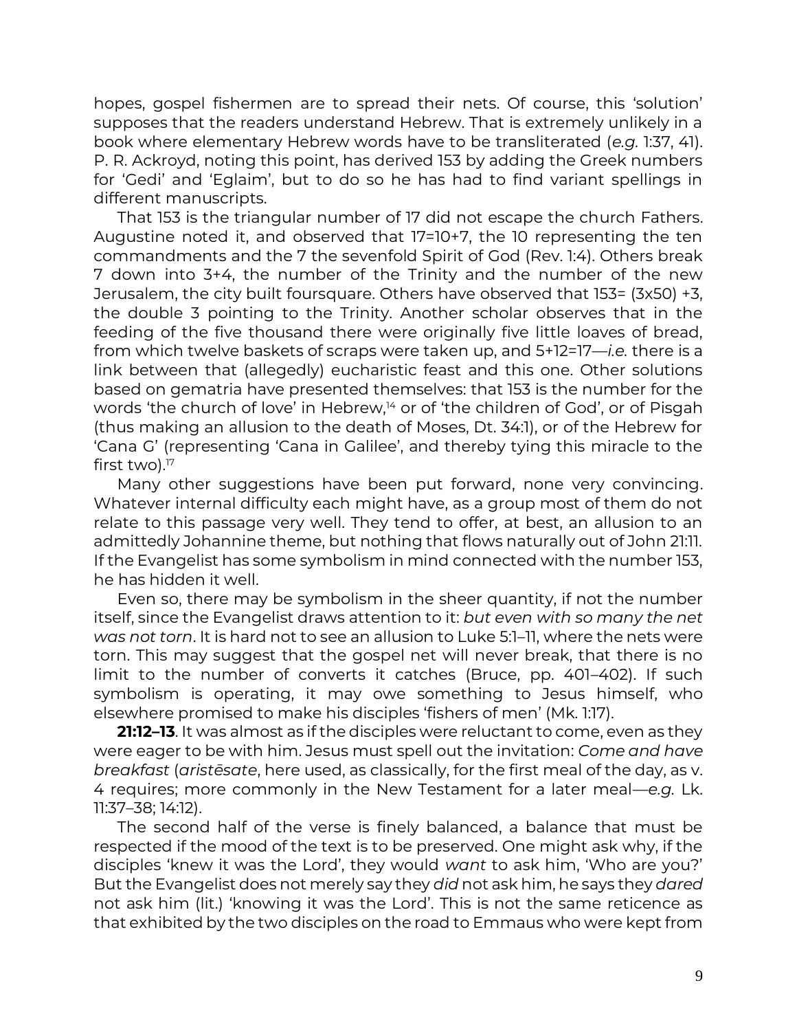hopes, gospel fishermen are to spread their nets. Of course, this 'solution' supposes that the readers understand Hebrew. That is extremely unlikely in a book where elementary Hebrew words have to be transliterated (*e.g.* 1:37, 41). P. R. Ackroyd, noting this point, has derived 153 by adding the Greek numbers for 'Gedi' and 'Eglaim', but to do so he has had to find variant spellings in different manuscripts.

That 153 is the triangular number of 17 did not escape the church Fathers. Augustine noted it, and observed that 17=10+7, the 10 representing the ten commandments and the 7 the sevenfold Spirit of God (Rev. 1:4). Others break 7 down into 3+4, the number of the Trinity and the number of the new Jerusalem, the city built foursquare. Others have observed that 153= (3x50) +3, the double 3 pointing to the Trinity. Another scholar observes that in the feeding of the five thousand there were originally five little loaves of bread, from which twelve baskets of scraps were taken up, and 5+12=17—*i.e.* there is a link between that (allegedly) eucharistic feast and this one. Other solutions based on gematria have presented themselves: that 153 is the number for the words 'the church of love' in Hebrew,[14] or of 'the children of God', or of Pisgah (thus making an allusion to the death of Moses, Dt. 34:1), or of the Hebrew for 'Cana G' (representing 'Cana in Galilee', and thereby tying this miracle to the first two).[17]

Many other suggestions have been put forward, none very convincing. Whatever internal difficulty each might have, as a group most of them do not relate to this passage very well. They tend to offer, at best, an allusion to an admittedly Johannine theme, but nothing that flows naturally out of John 21:11. If the Evangelist has some symbolism in mind connected with the number 153, he has hidden it well.

Even so, there may be symbolism in the sheer quantity, if not the number itself, since the Evangelist draws attention to it: *but even with so many the net was not torn*. It is hard not to see an allusion to Luke 5:1–11, where the nets were torn. This may suggest that the gospel net will never break, that there is no limit to the number of converts it catches (Bruce, pp. 401–402). If such symbolism is operating, it may owe something to Jesus himself, who elsewhere promised to make his disciples 'fishers of men' (Mk. 1:17).

**21:12–13**. It was almost as if the disciples were reluctant to come, even as they were eager to be with him. Jesus must spell out the invitation: *Come and have breakfast* (*aristēsate*, here used, as classically, for the first meal of the day, as v. 4 requires; more commonly in the New Testament for a later meal—*e.g.* Lk. 11:37–38; 14:12).

The second half of the verse is finely balanced, a balance that must be respected if the mood of the text is to be preserved. One might ask why, if the disciples 'knew it was the Lord', they would *want* to ask him, 'Who are you?' But the Evangelist does not merely say they *did* not ask him, he says they *dared* not ask him (lit.) 'knowing it was the Lord'. This is not the same reticence as that exhibited by the two disciples on the road to Emmaus who were kept from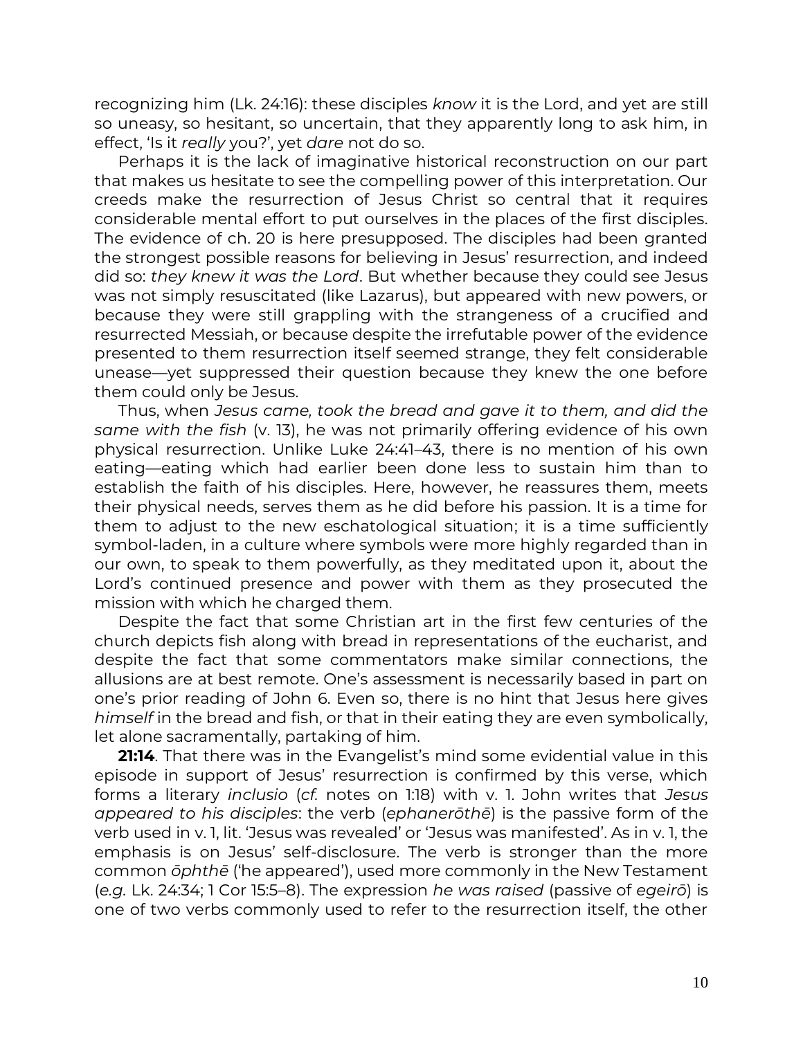recognizing him (Lk. 24:16): these disciples *know* it is the Lord, and yet are still so uneasy, so hesitant, so uncertain, that they apparently long to ask him, in effect, 'Is it *really* you?', yet *dare* not do so.

Perhaps it is the lack of imaginative historical reconstruction on our part that makes us hesitate to see the compelling power of this interpretation. Our creeds make the resurrection of Jesus Christ so central that it requires considerable mental effort to put ourselves in the places of the first disciples. The evidence of ch. 20 is here presupposed. The disciples had been granted the strongest possible reasons for believing in Jesus' resurrection, and indeed did so: *they knew it was the Lord*. But whether because they could see Jesus was not simply resuscitated (like Lazarus), but appeared with new powers, or because they were still grappling with the strangeness of a crucified and resurrected Messiah, or because despite the irrefutable power of the evidence presented to them resurrection itself seemed strange, they felt considerable unease—yet suppressed their question because they knew the one before them could only be Jesus.

Thus, when *Jesus came, took the bread and gave it to them, and did the same with the fish* (v. 13), he was not primarily offering evidence of his own physical resurrection. Unlike Luke 24:41–43, there is no mention of his own eating—eating which had earlier been done less to sustain him than to establish the faith of his disciples. Here, however, he reassures them, meets their physical needs, serves them as he did before his passion. It is a time for them to adjust to the new eschatological situation; it is a time sufficiently symbol-laden, in a culture where symbols were more highly regarded than in our own, to speak to them powerfully, as they meditated upon it, about the Lord's continued presence and power with them as they prosecuted the mission with which he charged them.

Despite the fact that some Christian art in the first few centuries of the church depicts fish along with bread in representations of the eucharist, and despite the fact that some commentators make similar connections, the allusions are at best remote. One's assessment is necessarily based in part on one's prior reading of John 6. Even so, there is no hint that Jesus here gives *himself* in the bread and fish, or that in their eating they are even symbolically, let alone sacramentally, partaking of him.

**21:14**. That there was in the Evangelist's mind some evidential value in this episode in support of Jesus' resurrection is confirmed by this verse, which forms a literary *inclusio* (*cf.* notes on 1:18) with v. 1. John writes that *Jesus appeared to his disciples*: the verb (*ephanerōthē*) is the passive form of the verb used in v. 1, lit. 'Jesus was revealed' or 'Jesus was manifested'. As in v. 1, the emphasis is on Jesus' self-disclosure. The verb is stronger than the more common *ōphthē* ('he appeared'), used more commonly in the New Testament (*e.g.* Lk. 24:34; 1 Cor 15:5–8). The expression *he was raised* (passive of *egeirō*) is one of two verbs commonly used to refer to the resurrection itself, the other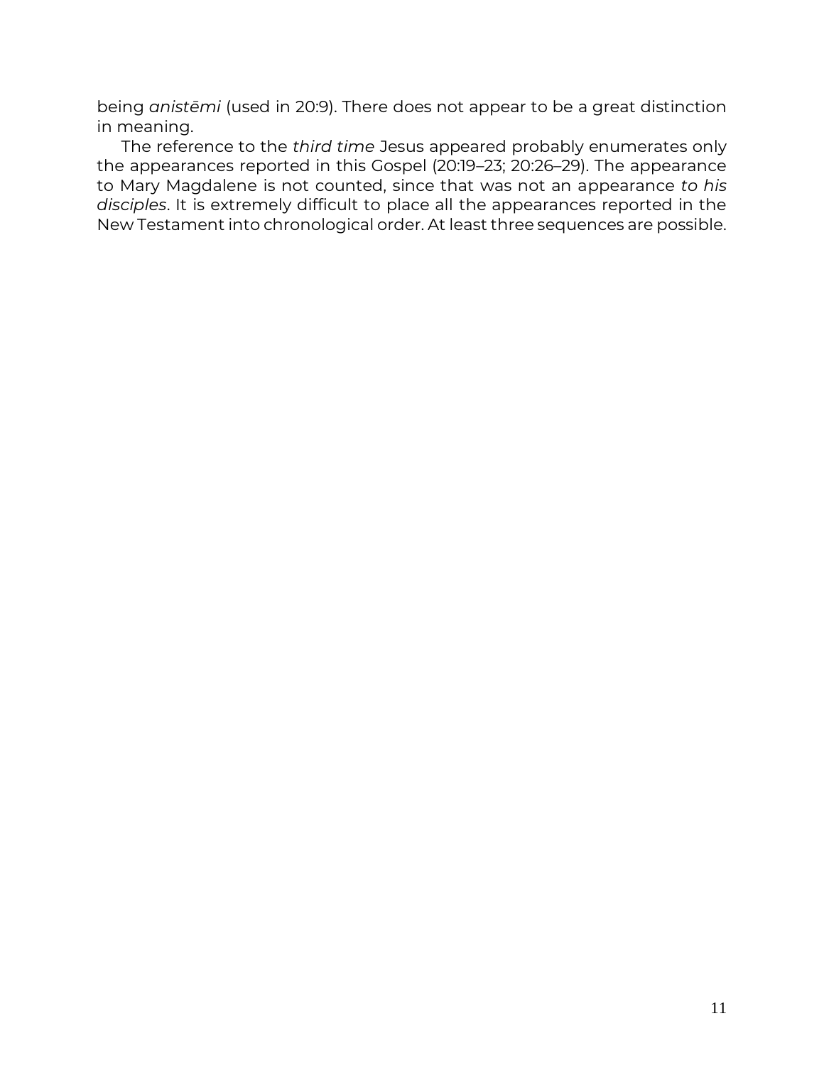being *anistēmi* (used in 20:9). There does not appear to be a great distinction in meaning.

The reference to the *third time* Jesus appeared probably enumerates only the appearances reported in this Gospel (20:19–23; 20:26–29). The appearance to Mary Magdalene is not counted, since that was not an appearance *to his disciples*. It is extremely difficult to place all the appearances reported in the New Testament into chronological order. At least three sequences are possible.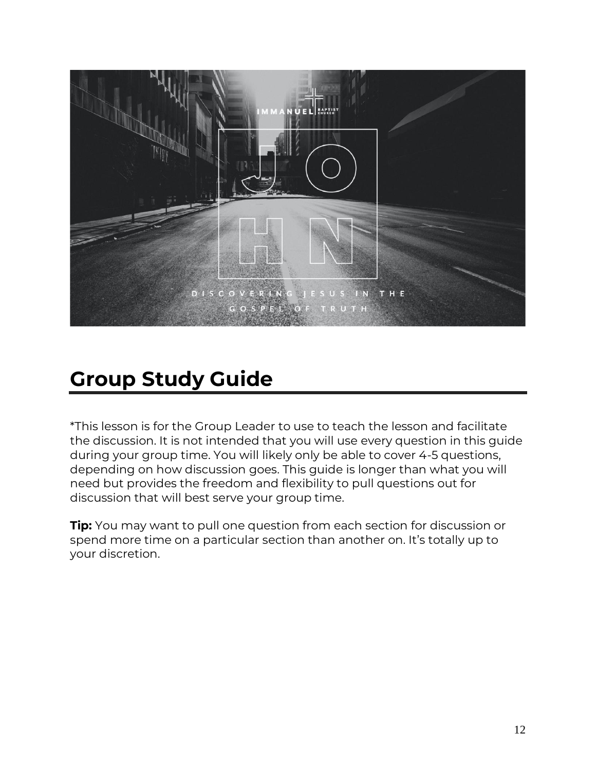# Group Study Guide

*This lesson is for the Group Leader to use to teach the lesson and facilitate the discussion. It is not intended that you will use every question in this guide during your group time. You will likely only be able to cover 4-5 questions, depending on how discussion goes. This guide is longer than what you will need but provides the freedom and flexibility to pull questions out for discussion that will best serve your group time.

**Tip:** You may want to pull one question from each section for discussion or spend more time on a particular section than another on. It's totally up to your discretion.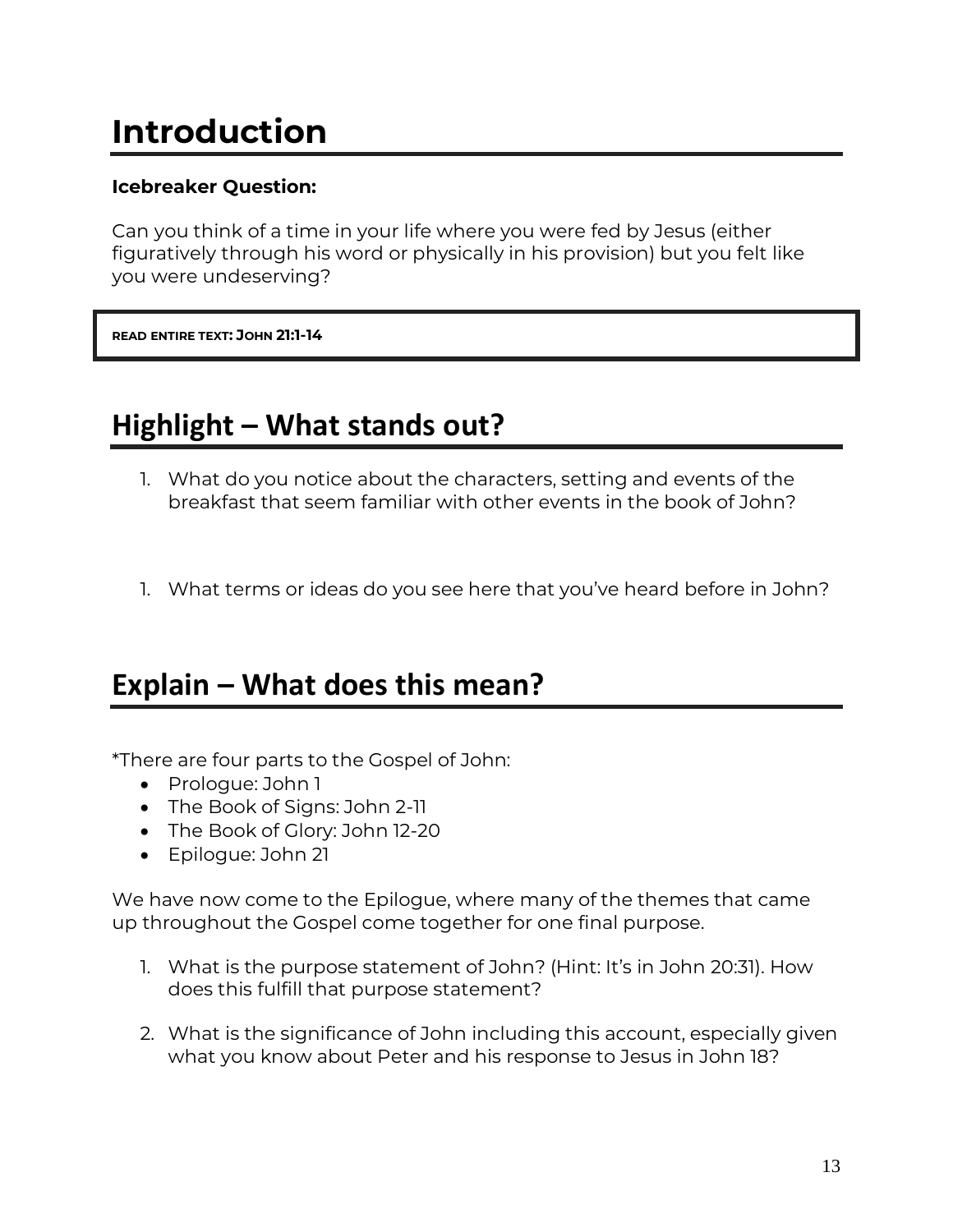# Introduction

**Icebreaker Question:**

Can you think of a time in your life where you were fed by Jesus (either figuratively through his word or physically in his provision) but you felt like you were undeserving?

**READ ENTIRE TEXT: JOHN 21:1-14**

# Highlight – What stands out?

1. What do you notice about the characters, setting and events of the breakfast that seem familiar with other events in the book of John?

1. What terms or ideas do you see here that you've heard before in John?

# Explain – What does this mean?

*There are four parts to the Gospel of John:

- Prologue: John 1
- The Book of Signs: John 2-11
- The Book of Glory: John 12-20
- Epilogue: John 21

We have now come to the Epilogue, where many of the themes that came up throughout the Gospel come together for one final purpose.

1. What is the purpose statement of John? (Hint: It's in John 20:31). How does this fulfill that purpose statement?
2. What is the significance of John including this account, especially given what you know about Peter and his response to Jesus in John 18?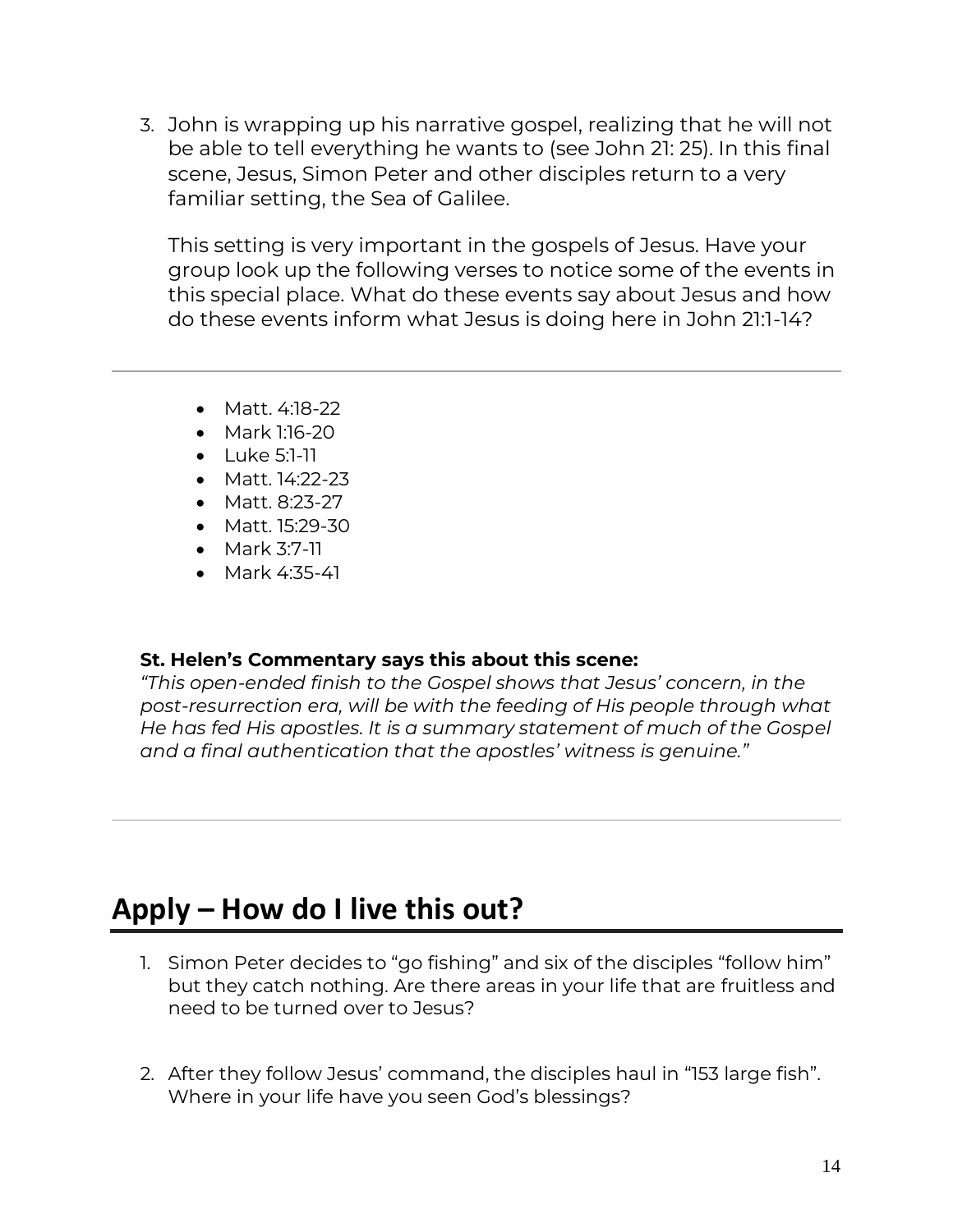3. John is wrapping up his narrative gospel, realizing that he will not be able to tell everything he wants to (see John 21: 25). In this final scene, Jesus, Simon Peter and other disciples return to a very familiar setting, the Sea of Galilee.

   This setting is very important in the gospels of Jesus. Have your group look up the following verses to notice some of the events in this special place. What do these events say about Jesus and how do these events inform what Jesus is doing here in John 21:1-14?

---

- Matt. 4:18-22
- Mark 1:16-20
- Luke 5:1-11
- Matt. 14:22-23
- Matt. 8:23-27
- Matt. 15:29-30
- Mark 3:7-11
- Mark 4:35-41

**St. Helen's Commentary says this about this scene:**
*"This open-ended finish to the Gospel shows that Jesus' concern, in the post-resurrection era, will be with the feeding of His people through what He has fed His apostles. It is a summary statement of much of the Gospel and a final authentication that the apostles' witness is genuine."*

---

## Apply – How do I live this out?

1. Simon Peter decides to "go fishing" and six of the disciples "follow him" but they catch nothing. Are there areas in your life that are fruitless and need to be turned over to Jesus?

2. After they follow Jesus' command, the disciples haul in "153 large fish". Where in your life have you seen God's blessings?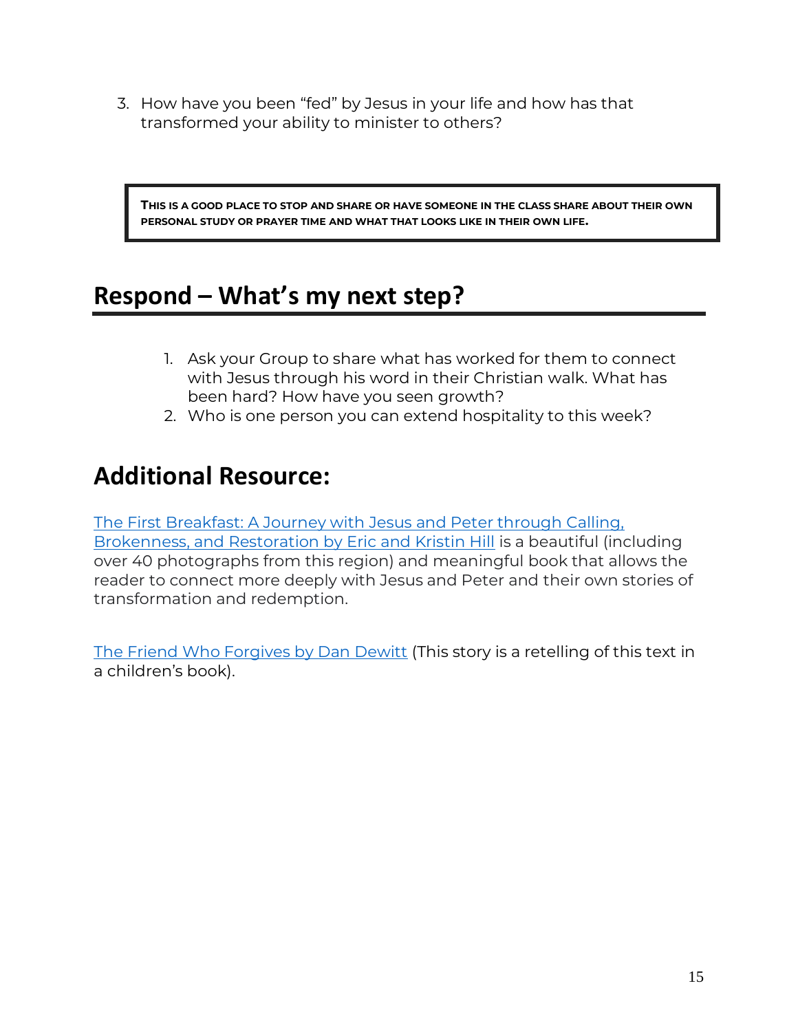3. How have you been "fed" by Jesus in your life and how has that transformed your ability to minister to others?

> **THIS IS A GOOD PLACE TO STOP AND SHARE OR HAVE SOMEONE IN THE CLASS SHARE ABOUT THEIR OWN PERSONAL STUDY OR PRAYER TIME AND WHAT THAT LOOKS LIKE IN THEIR OWN LIFE.**

## Respond – What's my next step?

1. Ask your Group to share what has worked for them to connect with Jesus through his word in their Christian walk. What has been hard? How have you seen growth?
2. Who is one person you can extend hospitality to this week?

## Additional Resource:

The First Breakfast: A Journey with Jesus and Peter through Calling, Brokenness, and Restoration by Eric and Kristin Hill is a beautiful (including over 40 photographs from this region) and meaningful book that allows the reader to connect more deeply with Jesus and Peter and their own stories of transformation and redemption.

The Friend Who Forgives by Dan Dewitt (This story is a retelling of this text in a children's book).